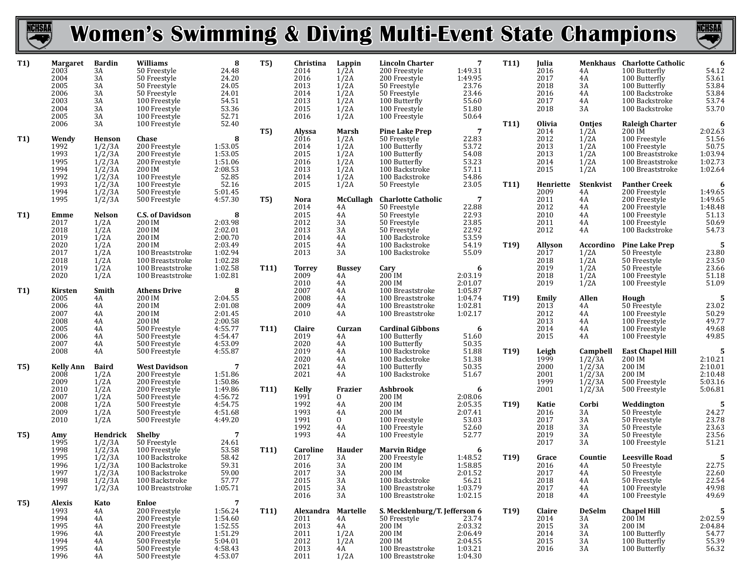# Women's Swimming & Diving Multi-Event State Champions

| Rank | First | Last | School / Event | Total / Time |
|---|---|---|---|---|
| **T1)** | **Margaret** | **Bardin** | **Williams** | **8** |
| | 2003 | 3A | 50 Freestyle | 24.48 |
| | 2004 | 3A | 50 Freestyle | 24.20 |
| | 2005 | 3A | 50 Freestyle | 24.05 |
| | 2006 | 3A | 50 Freestyle | 24.01 |
| | 2003 | 3A | 100 Freestyle | 54.51 |
| | 2004 | 3A | 100 Freestyle | 53.36 |
| | 2005 | 3A | 100 Freestyle | 52.71 |
| | 2006 | 3A | 100 Freestyle | 52.40 |
| **T1)** | **Wendy** | **Henson** | **Chase** | **8** |
| | 1992 | 1/2/3A | 200 Freestyle | 1:53.05 |
| | 1993 | 1/2/3A | 200 Freestyle | 1:53.05 |
| | 1995 | 1/2/3A | 200 Freestyle | 1:51.06 |
| | 1994 | 1/2/3A | 200 IM | 2:08.53 |
| | 1992 | 1/2/3A | 100 Freestyle | 52.85 |
| | 1993 | 1/2/3A | 100 Freestyle | 52.16 |
| | 1994 | 1/2/3A | 500 Freestyle | 5:01.45 |
| | 1995 | 1/2/3A | 500 Freestyle | 4:57.30 |
| **T1)** | **Emme** | **Nelson** | **C.S. of Davidson** | **8** |
| | 2017 | 1/2A | 200 IM | 2:03.98 |
| | 2018 | 1/2A | 200 IM | 2:02.01 |
| | 2019 | 1/2A | 200 IM | 2:00.70 |
| | 2020 | 1/2A | 200 IM | 2:03.49 |
| | 2017 | 1/2A | 100 Breaststroke | 1:02.94 |
| | 2018 | 1/2A | 100 Breaststroke | 1:02.28 |
| | 2019 | 1/2A | 100 Breaststroke | 1:02.58 |
| | 2020 | 1/2A | 100 Breaststroke | 1:02.81 |
| **T1)** | **Kirsten** | **Smith** | **Athens Drive** | **8** |
| | 2005 | 4A | 200 IM | 2:04.55 |
| | 2006 | 4A | 200 IM | 2:01.08 |
| | 2007 | 4A | 200 IM | 2:01.45 |
| | 2008 | 4A | 200 IM | 2:00.58 |
| | 2005 | 4A | 500 Freestyle | 4:55.77 |
| | 2006 | 4A | 500 Freestyle | 4:54.47 |
| | 2007 | 4A | 500 Freestyle | 4:53.09 |
| | 2008 | 4A | 500 Freestyle | 4:55.87 |
| **T5)** | **Kelly Ann** | **Baird** | **West Davidson** | **7** |
| | 2008 | 1/2A | 200 Freestyle | 1:51.86 |
| | 2009 | 1/2A | 200 Freestyle | 1:50.86 |
| | 2010 | 1/2A | 200 Freestyle | 1:49.86 |
| | 2007 | 1/2A | 500 Freestyle | 4:56.72 |
| | 2008 | 1/2A | 500 Freestyle | 4:54.75 |
| | 2009 | 1/2A | 500 Freestyle | 4:51.68 |
| | 2010 | 1/2A | 500 Freestyle | 4:49.20 |
| **T5)** | **Amy** | **Hendrick** | **Shelby** | **7** |
| | 1995 | 1/2/3A | 50 Freestyle | 24.61 |
| | 1998 | 1/2/3A | 100 Freestyle | 53.58 |
| | 1995 | 1/2/3A | 100 Backstroke | 58.42 |
| | 1996 | 1/2/3A | 100 Backstroke | 59.31 |
| | 1997 | 1/2/3A | 100 Backstroke | 59.00 |
| | 1998 | 1/2/3A | 100 Backstroke | 57.77 |
| | 1997 | 1/2/3A | 100 Breaststroke | 1:05.71 |
| **T5)** | **Alexis** | **Kato** | **Enloe** | **7** |
| | 1993 | 4A | 200 Freestyle | 1:56.24 |
| | 1994 | 4A | 200 Freestyle | 1:54.60 |
| | 1995 | 4A | 200 Freestyle | 1:52.55 |
| | 1996 | 4A | 200 Freestyle | 1:51.29 |
| | 1994 | 4A | 500 Freestyle | 5:04.01 |
| | 1995 | 4A | 500 Freestyle | 4:58.43 |
| | 1996 | 4A | 500 Freestyle | 4:53.07 |
| **T5)** | **Christina** | **Lappin** | **Lincoln Charter** | **7** |
| | 2014 | 1/2A | 200 Freestyle | 1:49.31 |
| | 2016 | 1/2A | 200 Freestyle | 1:49.95 |
| | 2013 | 1/2A | 50 Freestyle | 23.76 |
| | 2014 | 1/2A | 50 Freestyle | 23.46 |
| | 2013 | 1/2A | 100 Butterfly | 55.60 |
| | 2015 | 1/2A | 100 Freestyle | 51.80 |
| | 2016 | 1/2A | 100 Freestyle | 50.64 |
| **T5)** | **Alyssa** | **Marsh** | **Pine Lake Prep** | **7** |
| | 2016 | 1/2A | 50 Freestyle | 22.83 |
| | 2014 | 1/2A | 100 Butterfly | 53.72 |
| | 2015 | 1/2A | 100 Butterfly | 54.08 |
| | 2016 | 1/2A | 100 Butterfly | 53.23 |
| | 2013 | 1/2A | 100 Backstroke | 57.11 |
| | 2014 | 1/2A | 100 Backstroke | 54.86 |
| | 2015 | 1/2A | 50 Freestyle | 23.05 |
| **T5)** | **Nora** | **McCullagh** | **Charlotte Catholic** | **7** |
| | 2014 | 4A | 50 Freestyle | 22.88 |
| | 2015 | 4A | 50 Freestyle | 22.93 |
| | 2012 | 3A | 50 Freestyle | 23.85 |
| | 2013 | 3A | 50 Freestyle | 22.92 |
| | 2014 | 4A | 100 Backstroke | 53.59 |
| | 2015 | 4A | 100 Backstroke | 54.19 |
| | 2013 | 3A | 100 Backstroke | 55.09 |
| **T11)** | **Torrey** | **Bussey** | **Cary** | **6** |
| | 2009 | 4A | 200 IM | 2:03.19 |
| | 2010 | 4A | 200 IM | 2:01.07 |
| | 2007 | 4A | 100 Breaststroke | 1:05.87 |
| | 2008 | 4A | 100 Breaststroke | 1:04.74 |
| | 2009 | 4A | 100 Breaststroke | 1:02.81 |
| | 2010 | 4A | 100 Breaststroke | 1:02.17 |
| **T11)** | **Claire** | **Curzan** | **Cardinal Gibbons** | **6** |
| | 2019 | 4A | 100 Butterfly | 51.60 |
| | 2020 | 4A | 100 Butterfly | 50.35 |
| | 2019 | 4A | 100 Backstroke | 51.88 |
| | 2020 | 4A | 100 Backstroke | 51.38 |
| | 2021 | 4A | 100 Butterfly | 50.35 |
| | 2021 | 4A | 100 Backstroke | 51.67 |
| **T11)** | **Kelly** | **Frazier** | **Ashbrook** | **6** |
| | 1991 | O | 200 IM | 2:08.06 |
| | 1992 | 4A | 200 IM | 2:05.35 |
| | 1993 | 4A | 200 IM | 2:07.41 |
| | 1991 | O | 100 Freestyle | 53.03 |
| | 1992 | 4A | 100 Freestyle | 52.60 |
| | 1993 | 4A | 100 Freestyle | 52.77 |
| **T11)** | **Caroline** | **Hauder** | **Marvin Ridge** | **6** |
| | 2017 | 3A | 200 Freestyle | 1:48.52 |
| | 2016 | 3A | 200 IM | 1:58.85 |
| | 2017 | 3A | 200 IM | 2:01.52 |
| | 2015 | 3A | 100 Backstroke | 56.21 |
| | 2015 | 3A | 100 Breaststroke | 1:03.79 |
| | 2016 | 3A | 100 Breaststroke | 1:02.15 |
| **T11)** | **Alexandra** | **Martelle** | **S. Mecklenburg/T. Jefferson** | **6** |
| | 2011 | 4A | 50 Freestyle | 23.74 |
| | 2013 | 4A | 200 IM | 2:03.32 |
| | 2011 | 1/2A | 200 IM | 2:06.49 |
| | 2012 | 1/2A | 200 IM | 2:04.55 |
| | 2013 | 4A | 100 Breaststroke | 1:03.21 |
| | 2011 | 1/2A | 100 Breaststroke | 1:04.30 |
| **T11)** | **Julia** | **Menkhaus** | **Charlotte Catholic** | **6** |
| | 2016 | 4A | 100 Butterfly | 54.12 |
| | 2017 | 4A | 100 Butterfly | 53.61 |
| | 2018 | 3A | 100 Butterfly | 53.84 |
| | 2016 | 4A | 100 Backstroke | 53.84 |
| | 2017 | 4A | 100 Backstroke | 53.74 |
| | 2018 | 3A | 100 Backstroke | 53.70 |
| **T11)** | **Olivia** | **Ontjes** | **Raleigh Charter** | **6** |
| | 2014 | 1/2A | 200 IM | 2:02.63 |
| | 2012 | 1/2A | 100 Freestyle | 51.56 |
| | 2013 | 1/2A | 100 Freestyle | 50.75 |
| | 2013 | 1/2A | 100 Breaststroke | 1:03.94 |
| | 2014 | 1/2A | 100 Breaststroke | 1:02.73 |
| | 2015 | 1/2A | 100 Breaststroke | 1:02.64 |
| **T11)** | **Henriette** | **Stenkvist** | **Panther Creek** | **6** |
| | 2009 | 4A | 200 Freestyle | 1:49.65 |
| | 2011 | 4A | 200 Freestyle | 1:49.65 |
| | 2012 | 4A | 200 Freestyle | 1:48.48 |
| | 2010 | 4A | 100 Freestyle | 51.13 |
| | 2011 | 4A | 100 Freestyle | 50.69 |
| | 2012 | 4A | 100 Backstroke | 54.73 |
| **T19)** | **Allyson** | **Accordino** | **Pine Lake Prep** | **5** |
| | 2017 | 1/2A | 50 Freestyle | 23.80 |
| | 2018 | 1/2A | 50 Freestyle | 23.50 |
| | 2019 | 1/2A | 50 Freestyle | 23.66 |
| | 2018 | 1/2A | 100 Freestyle | 51.18 |
| | 2019 | 1/2A | 100 Freestyle | 51.09 |
| **T19)** | **Emily** | **Allen** | **Hough** | **5** |
| | 2013 | 4A | 50 Freestyle | 23.02 |
| | 2012 | 4A | 100 Freestyle | 50.29 |
| | 2013 | 4A | 100 Freestyle | 49.77 |
| | 2014 | 4A | 100 Freestyle | 49.68 |
| | 2015 | 4A | 100 Freestyle | 49.85 |
| **T19)** | **Leigh** | **Campbell** | **East Chapel Hill** | **5** |
| | 1999 | 1/2/3A | 200 IM | 2:10.21 |
| | 2000 | 1/2/3A | 200 IM | 2:10.01 |
| | 2001 | 1/2/3A | 200 IM | 2:10.48 |
| | 1999 | 1/2/3A | 500 Freestyle | 5:03.16 |
| | 2001 | 1/2/3A | 500 Freestyle | 5:06.81 |
| **T19)** | **Katie** | **Corbi** | **Weddington** | **5** |
| | 2016 | 3A | 50 Freestyle | 24.27 |
| | 2017 | 3A | 50 Freestyle | 23.78 |
| | 2018 | 3A | 50 Freestyle | 23.63 |
| | 2019 | 3A | 50 Freestyle | 23.56 |
| | 2017 | 3A | 100 Freestyle | 51.21 |
| **T19)** | **Grace** | **Countie** | **Leesville Road** | **5** |
| | 2016 | 4A | 50 Freestyle | 22.75 |
| | 2017 | 4A | 50 Freestyle | 22.60 |
| | 2018 | 4A | 50 Freestyle | 22.54 |
| | 2017 | 4A | 100 Freestyle | 49.98 |
| | 2018 | 4A | 100 Freestyle | 49.69 |
| **T19)** | **Claire** | **DeSelm** | **Chapel Hill** | **5** |
| | 2014 | 3A | 200 IM | 2:02.59 |
| | 2015 | 3A | 200 IM | 2:04.84 |
| | 2014 | 3A | 100 Butterfly | 54.77 |
| | 2015 | 3A | 100 Butterfly | 55.39 |
| | 2016 | 3A | 100 Butterfly | 56.32 |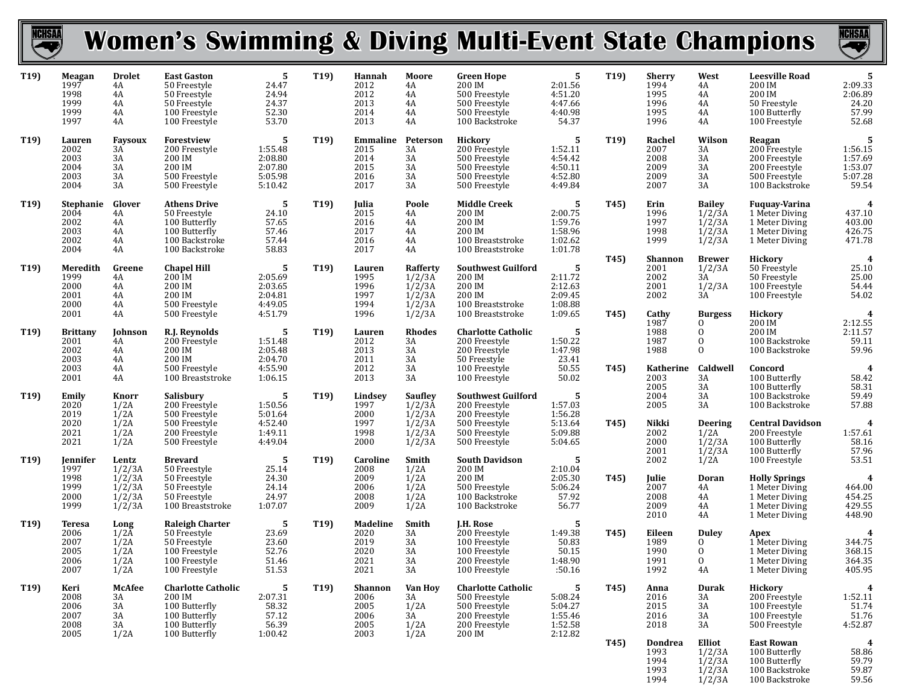# Women's Swimming & Diving Multi-Event State Champions

| Rank | First | Last | School/Event | Total/Time |
|---|---|---|---|---|
| **T19)** | **Meagan** | **Drolet** | **East Gaston** | **5** |
| | 1997 | 4A | 50 Freestyle | 24.47 |
| | 1998 | 4A | 50 Freestyle | 24.94 |
| | 1999 | 4A | 50 Freestyle | 24.37 |
| | 1999 | 4A | 100 Freestyle | 52.30 |
| | 1997 | 4A | 100 Freestyle | 53.70 |
| **T19)** | **Lauren** | **Faysoux** | **Forestview** | **5** |
| | 2002 | 3A | 200 Freestyle | 1:55.48 |
| | 2003 | 3A | 200 IM | 2:08.80 |
| | 2004 | 3A | 200 IM | 2:07.80 |
| | 2003 | 3A | 500 Freestyle | 5:05.98 |
| | 2004 | 3A | 500 Freestyle | 5:10.42 |
| **T19)** | **Stephanie** | **Glover** | **Athens Drive** | **5** |
| | 2004 | 4A | 50 Freestyle | 24.10 |
| | 2002 | 4A | 100 Butterfly | 57.65 |
| | 2003 | 4A | 100 Butterfly | 57.46 |
| | 2002 | 4A | 100 Backstroke | 57.44 |
| | 2004 | 4A | 100 Backstroke | 58.83 |
| **T19)** | **Meredith** | **Greene** | **Chapel Hill** | **5** |
| | 1999 | 4A | 200 IM | 2:05.69 |
| | 2000 | 4A | 200 IM | 2:03.65 |
| | 2001 | 4A | 200 IM | 2:04.81 |
| | 2000 | 4A | 500 Freestyle | 4:49.05 |
| | 2001 | 4A | 500 Freestyle | 4:51.79 |
| **T19)** | **Brittany** | **Johnson** | **R.J. Reynolds** | **5** |
| | 2001 | 4A | 200 Freestyle | 1:51.48 |
| | 2002 | 4A | 200 IM | 2:05.48 |
| | 2003 | 4A | 200 IM | 2:04.70 |
| | 2003 | 4A | 500 Freestyle | 4:55.90 |
| | 2001 | 4A | 100 Breaststroke | 1:06.15 |
| **T19)** | **Emily** | **Knorr** | **Salisbury** | **5** |
| | 2020 | 1/2A | 200 Freestyle | 1:50.56 |
| | 2019 | 1/2A | 500 Freestyle | 5:01.64 |
| | 2020 | 1/2A | 500 Freestyle | 4:52.40 |
| | 2021 | 1/2A | 200 Freestyle | 1:49.11 |
| | 2021 | 1/2A | 500 Freestyle | 4:49.04 |
| **T19)** | **Jennifer** | **Lentz** | **Brevard** | **5** |
| | 1997 | 1/2/3A | 50 Freestyle | 25.14 |
| | 1998 | 1/2/3A | 50 Freestyle | 24.30 |
| | 1999 | 1/2/3A | 50 Freestyle | 24.14 |
| | 2000 | 1/2/3A | 50 Freestyle | 24.97 |
| | 1999 | 1/2/3A | 100 Breaststroke | 1:07.07 |
| **T19)** | **Teresa** | **Long** | **Raleigh Charter** | **5** |
| | 2006 | 1/2A | 50 Freestyle | 23.69 |
| | 2007 | 1/2A | 50 Freestyle | 23.60 |
| | 2005 | 1/2A | 100 Freestyle | 52.76 |
| | 2006 | 1/2A | 100 Freestyle | 51.46 |
| | 2007 | 1/2A | 100 Freestyle | 51.53 |
| **T19)** | **Keri** | **McAfee** | **Charlotte Catholic** | **5** |
| | 2008 | 3A | 200 IM | 2:07.31 |
| | 2006 | 3A | 100 Butterfly | 58.32 |
| | 2007 | 3A | 100 Butterfly | 57.12 |
| | 2008 | 3A | 100 Butterfly | 56.39 |
| | 2005 | 1/2A | 100 Butterfly | 1:00.42 |
| **T19)** | **Hannah** | **Moore** | **Green Hope** | **5** |
| | 2012 | 4A | 200 IM | 2:01.56 |
| | 2012 | 4A | 500 Freestyle | 4:51.20 |
| | 2013 | 4A | 500 Freestyle | 4:47.66 |
| | 2014 | 4A | 500 Freestyle | 4:40.98 |
| | 2013 | 4A | 100 Backstroke | 54.37 |
| **T19)** | **Emmaline** | **Peterson** | **Hickory** | **5** |
| | 2015 | 3A | 200 Freestyle | 1:52.11 |
| | 2014 | 3A | 500 Freestyle | 4:54.42 |
| | 2015 | 3A | 500 Freestyle | 4:50.11 |
| | 2016 | 3A | 500 Freestyle | 4:52.80 |
| | 2017 | 3A | 500 Freestyle | 4:49.84 |
| **T19)** | **Julia** | **Poole** | **Middle Creek** | **5** |
| | 2015 | 4A | 200 IM | 2:00.75 |
| | 2016 | 4A | 200 IM | 1:59.76 |
| | 2017 | 4A | 200 IM | 1:58.96 |
| | 2016 | 4A | 100 Breaststroke | 1:02.62 |
| | 2017 | 4A | 100 Breaststroke | 1:01.78 |
| **T19)** | **Lauren** | **Rafferty** | **Southwest Guilford** | **5** |
| | 1995 | 1/2/3A | 200 IM | 2:11.72 |
| | 1996 | 1/2/3A | 200 IM | 2:12.63 |
| | 1997 | 1/2/3A | 200 IM | 2:09.45 |
| | 1994 | 1/2/3A | 100 Breaststroke | 1:08.88 |
| | 1996 | 1/2/3A | 100 Breaststroke | 1:09.65 |
| **T19)** | **Lauren** | **Rhodes** | **Charlotte Catholic** | **5** |
| | 2012 | 3A | 200 Freestyle | 1:50.22 |
| | 2013 | 3A | 200 Freestyle | 1:47.98 |
| | 2011 | 3A | 50 Freestyle | 23.41 |
| | 2012 | 3A | 100 Freestyle | 50.55 |
| | 2013 | 3A | 100 Freestyle | 50.02 |
| **T19)** | **Lindsey** | **Saufley** | **Southwest Guilford** | **5** |
| | 1997 | 1/2/3A | 200 Freestyle | 1:57.03 |
| | 2000 | 1/2/3A | 200 Freestyle | 1:56.28 |
| | 1997 | 1/2/3A | 500 Freestyle | 5:13.64 |
| | 1998 | 1/2/3A | 500 Freestyle | 5:09.88 |
| | 2000 | 1/2/3A | 500 Freestyle | 5:04.65 |
| **T19)** | **Caroline** | **Smith** | **South Davidson** | **5** |
| | 2008 | 1/2A | 200 IM | 2:10.04 |
| | 2009 | 1/2A | 200 IM | 2:05.30 |
| | 2006 | 1/2A | 500 Freestyle | 5:06.24 |
| | 2008 | 1/2A | 100 Backstroke | 57.92 |
| | 2009 | 1/2A | 100 Backstroke | 56.77 |
| **T19)** | **Madeline** | **Smith** | **J.H. Rose** | **5** |
| | 2020 | 3A | 200 Freestyle | 1:49.38 |
| | 2019 | 3A | 100 Freestyle | 50.83 |
| | 2020 | 3A | 100 Freestyle | 50.15 |
| | 2021 | 3A | 200 Freestyle | 1:48.90 |
| | 2021 | 3A | 100 Freestyle | :50.16 |
| **T19)** | **Shannon** | **Van Hoy** | **Charlotte Catholic** | **5** |
| | 2006 | 3A | 500 Freestyle | 5:08.24 |
| | 2005 | 1/2A | 500 Freestyle | 5:04.27 |
| | 2006 | 3A | 200 Freestyle | 1:55.46 |
| | 2005 | 1/2A | 200 Freestyle | 1:52.58 |
| | 2003 | 1/2A | 200 IM | 2:12.82 |
| **T19)** | **Sherry** | **West** | **Leesville Road** | **5** |
| | 1994 | 4A | 200 IM | 2:09.33 |
| | 1995 | 4A | 200 IM | 2:06.89 |
| | 1996 | 4A | 50 Freestyle | 24.20 |
| | 1995 | 4A | 100 Butterfly | 57.99 |
| | 1996 | 4A | 100 Freestyle | 52.68 |
| **T19)** | **Rachel** | **Wilson** | **Reagan** | **5** |
| | 2007 | 3A | 200 Freestyle | 1:56.15 |
| | 2008 | 3A | 200 Freestyle | 1:57.69 |
| | 2009 | 3A | 200 Freestyle | 1:53.07 |
| | 2009 | 3A | 500 Freestyle | 5:07.28 |
| | 2007 | 3A | 100 Backstroke | 59.54 |
| **T45)** | **Erin** | **Bailey** | **Fuquay-Varina** | **4** |
| | 1996 | 1/2/3A | 1 Meter Diving | 437.10 |
| | 1997 | 1/2/3A | 1 Meter Diving | 403.00 |
| | 1998 | 1/2/3A | 1 Meter Diving | 426.75 |
| | 1999 | 1/2/3A | 1 Meter Diving | 471.78 |
| **T45)** | **Shannon** | **Brewer** | **Hickory** | **4** |
| | 2001 | 1/2/3A | 50 Freestyle | 25.10 |
| | 2002 | 3A | 50 Freestyle | 25.00 |
| | 2001 | 1/2/3A | 100 Freestyle | 54.44 |
| | 2002 | 3A | 100 Freestyle | 54.02 |
| **T45)** | **Cathy** | **Burgess** | **Hickory** | **4** |
| | 1987 | O | 200 IM | 2:12.55 |
| | 1988 | O | 200 IM | 2:11.57 |
| | 1987 | O | 100 Backstroke | 59.11 |
| | 1988 | O | 100 Backstroke | 59.96 |
| **T45)** | **Katherine** | **Caldwell** | **Concord** | **4** |
| | 2003 | 3A | 100 Butterfly | 58.42 |
| | 2005 | 3A | 100 Butterfly | 58.31 |
| | 2004 | 3A | 100 Backstroke | 59.49 |
| | 2005 | 3A | 100 Backstroke | 57.88 |
| **T45)** | **Nikki** | **Deering** | **Central Davidson** | **4** |
| | 2002 | 1/2A | 200 Freestyle | 1:57.61 |
| | 2000 | 1/2/3A | 100 Butterfly | 58.16 |
| | 2001 | 1/2/3A | 100 Butterfly | 57.96 |
| | 2002 | 1/2A | 100 Freestyle | 53.51 |
| **T45)** | **Julie** | **Doran** | **Holly Springs** | **4** |
| | 2007 | 4A | 1 Meter Diving | 464.00 |
| | 2008 | 4A | 1 Meter Diving | 454.25 |
| | 2009 | 4A | 1 Meter Diving | 429.55 |
| | 2010 | 4A | 1 Meter Diving | 448.90 |
| **T45)** | **Eileen** | **Duley** | **Apex** | **4** |
| | 1989 | O | 1 Meter Diving | 344.75 |
| | 1990 | O | 1 Meter Diving | 368.15 |
| | 1991 | O | 1 Meter Diving | 364.35 |
| | 1992 | 4A | 1 Meter Diving | 405.95 |
| **T45)** | **Anna** | **Durak** | **Hickory** | **4** |
| | 2016 | 3A | 200 Freestyle | 1:52.11 |
| | 2015 | 3A | 100 Freestyle | 51.74 |
| | 2016 | 3A | 100 Freestyle | 51.76 |
| | 2018 | 3A | 500 Freestyle | 4:52.87 |
| **T45)** | **Dondrea** | **Elliot** | **East Rowan** | **4** |
| | 1993 | 1/2/3A | 100 Butterfly | 58.86 |
| | 1994 | 1/2/3A | 100 Butterfly | 59.79 |
| | 1993 | 1/2/3A | 100 Backstroke | 59.87 |
| | 1994 | 1/2/3A | 100 Backstroke | 59.56 |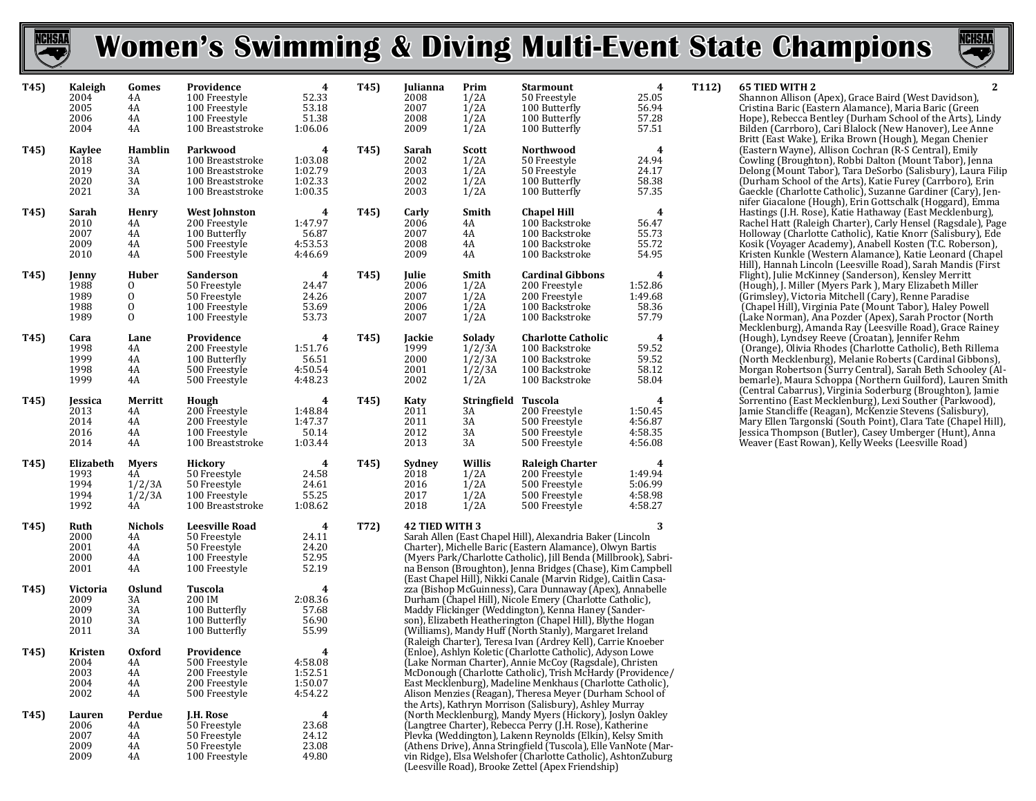# Women's Swimming & Diving Multi-Event State Champions

| Rank | Name | | School | Titles |
|---|---|---|---|---|
| T45) | Kaleigh | Gomes | Providence | 4 |
| | 2004 | 4A | 100 Freestyle | 52.33 |
| | 2005 | 4A | 100 Freestyle | 53.18 |
| | 2006 | 4A | 100 Freestyle | 51.38 |
| | 2004 | 4A | 100 Breaststroke | 1:06.06 |
| T45) | Kaylee | Hamblin | Parkwood | 4 |
| | 2018 | 3A | 100 Breaststroke | 1:03.08 |
| | 2019 | 3A | 100 Breaststroke | 1:02.79 |
| | 2020 | 3A | 100 Breaststroke | 1:02.33 |
| | 2021 | 3A | 100 Breaststroke | 1:00.35 |
| T45) | Sarah | Henry | West Johnston | 4 |
| | 2010 | 4A | 200 Freestyle | 1:47.97 |
| | 2007 | 4A | 100 Butterfly | 56.87 |
| | 2009 | 4A | 500 Freestyle | 4:53.53 |
| | 2010 | 4A | 500 Freestyle | 4:46.69 |
| T45) | Jenny | Huber | Sanderson | 4 |
| | 1988 | O | 50 Freestyle | 24.47 |
| | 1989 | O | 50 Freestyle | 24.26 |
| | 1988 | O | 100 Freestyle | 53.69 |
| | 1989 | O | 100 Freestyle | 53.73 |
| T45) | Cara | Lane | Providence | 4 |
| | 1998 | 4A | 200 Freestyle | 1:51.76 |
| | 1999 | 4A | 100 Butterfly | 56.51 |
| | 1998 | 4A | 500 Freestyle | 4:50.54 |
| | 1999 | 4A | 500 Freestyle | 4:48.23 |
| T45) | Jessica | Merritt | Hough | 4 |
| | 2013 | 4A | 200 Freestyle | 1:48.84 |
| | 2014 | 4A | 200 Freestyle | 1:47.37 |
| | 2016 | 4A | 100 Freestyle | 50.14 |
| | 2014 | 4A | 100 Breaststroke | 1:03.44 |
| T45) | Elizabeth | Myers | Hickory | 4 |
| | 1993 | 4A | 50 Freestyle | 24.58 |
| | 1994 | 1/2/3A | 50 Freestyle | 24.61 |
| | 1994 | 1/2/3A | 100 Freestyle | 55.25 |
| | 1992 | 4A | 100 Breaststroke | 1:08.62 |
| T45) | Ruth | Nichols | Leesville Road | 4 |
| | 2000 | 4A | 50 Freestyle | 24.11 |
| | 2001 | 4A | 50 Freestyle | 24.20 |
| | 2000 | 4A | 100 Freestyle | 52.95 |
| | 2001 | 4A | 100 Freestyle | 52.19 |
| T45) | Victoria | Oslund | Tuscola | 4 |
| | 2009 | 3A | 200 IM | 2:08.36 |
| | 2009 | 3A | 100 Butterfly | 57.68 |
| | 2010 | 3A | 100 Butterfly | 56.90 |
| | 2011 | 3A | 100 Butterfly | 55.99 |
| T45) | Kristen | Oxford | Providence | 4 |
| | 2004 | 4A | 500 Freestyle | 4:58.08 |
| | 2003 | 4A | 200 Freestyle | 1:52.51 |
| | 2004 | 4A | 200 Freestyle | 1:50.07 |
| | 2002 | 4A | 500 Freestyle | 4:54.22 |
| T45) | Lauren | Perdue | J.H. Rose | 4 |
| | 2006 | 4A | 50 Freestyle | 23.68 |
| | 2007 | 4A | 50 Freestyle | 24.12 |
| | 2009 | 4A | 50 Freestyle | 23.08 |
| | 2009 | 4A | 100 Freestyle | 49.80 |
| T45) | Julianna | Prim | Starmount | 4 |
| | 2008 | 1/2A | 50 Freestyle | 25.05 |
| | 2007 | 1/2A | 100 Butterfly | 56.94 |
| | 2008 | 1/2A | 100 Butterfly | 57.28 |
| | 2009 | 1/2A | 100 Butterfly | 57.51 |
| T45) | Sarah | Scott | Northwood | 4 |
| | 2002 | 1/2A | 50 Freestyle | 24.94 |
| | 2003 | 1/2A | 50 Freestyle | 24.17 |
| | 2002 | 1/2A | 100 Butterfly | 58.38 |
| | 2003 | 1/2A | 100 Butterfly | 57.35 |
| T45) | Carly | Smith | Chapel Hill | 4 |
| | 2006 | 4A | 100 Backstroke | 56.47 |
| | 2007 | 4A | 100 Backstroke | 55.73 |
| | 2008 | 4A | 100 Backstroke | 55.72 |
| | 2009 | 4A | 100 Backstroke | 54.95 |
| T45) | Julie | Smith | Cardinal Gibbons | 4 |
| | 2006 | 1/2A | 200 Freestyle | 1:52.86 |
| | 2007 | 1/2A | 200 Freestyle | 1:49.68 |
| | 2006 | 1/2A | 100 Backstroke | 58.36 |
| | 2007 | 1/2A | 100 Backstroke | 57.79 |
| T45) | Jackie | Solady | Charlotte Catholic | 4 |
| | 1999 | 1/2/3A | 100 Backstroke | 59.52 |
| | 2000 | 1/2/3A | 100 Backstroke | 59.52 |
| | 2001 | 1/2/3A | 100 Backstroke | 58.12 |
| | 2002 | 1/2A | 100 Backstroke | 58.04 |
| T45) | Katy | Stringfield | Tuscola | 4 |
| | 2011 | 3A | 200 Freestyle | 1:50.45 |
| | 2011 | 3A | 500 Freestyle | 4:56.87 |
| | 2012 | 3A | 500 Freestyle | 4:58.35 |
| | 2013 | 3A | 500 Freestyle | 4:56.08 |
| T45) | Sydney | Willis | Raleigh Charter | 4 |
| | 2018 | 1/2A | 200 Freestyle | 1:49.94 |
| | 2016 | 1/2A | 500 Freestyle | 5:06.99 |
| | 2017 | 1/2A | 500 Freestyle | 4:58.98 |
| | 2018 | 1/2A | 500 Freestyle | 4:58.27 |

**T72) 42 TIED WITH 3** — 3

Sarah Allen (East Chapel Hill), Alexandria Baker (Lincoln Charter), Michelle Baric (Eastern Alamance), Olwyn Bartis (Myers Park/Charlotte Catholic), Jill Benda (Millbrook), Sabrina Benson (Broughton), Jenna Bridges (Chase), Kim Campbell (East Chapel Hill), Nikki Canale (Marvin Ridge), Caitlin Casazza (Bishop McGuinness), Cara Dunnaway (Apex), Annabelle Durham (Chapel Hill), Nicole Emery (Charlotte Catholic), Maddy Flickinger (Weddington), Kenna Haney (Sanderson), Elizabeth Heatherington (Chapel Hill), Blythe Hogan (Williams), Mandy Huff (North Stanly), Margaret Ireland (Raleigh Charter), Teresa Ivan (Ardrey Kell), Carrie Knoeber (Enloe), Ashlyn Koletic (Charlotte Catholic), Adyson Lowe (Lake Norman Charter), Annie McCoy (Ragsdale), Christen McDonough (Charlotte Catholic), Trish McHardy (Providence/East Mecklenburg), Madeline Menkhaus (Charlotte Catholic), Alison Menzies (Reagan), Theresa Meyer (Durham School of the Arts), Kathryn Morrison (Salisbury), Ashley Murray (North Mecklenburg), Mandy Myers (Hickory), Joslyn Oakley (Langtree Charter), Rebecca Perry (J.H. Rose), Katherine Plevka (Weddington), Lakenn Reynolds (Elkin), Kelsy Smith (Athens Drive), Anna Stringfield (Tuscola), Elle VanNote (Marvin Ridge), Elsa Welshofer (Charlotte Catholic), AshtonZuburg (Leesville Road), Brooke Zettel (Apex Friendship)

**T112) 65 TIED WITH 2** — 2

Shannon Allison (Apex), Grace Baird (West Davidson), Cristina Baric (Eastern Alamance), Maria Baric (Green Hope), Rebecca Bentley (Durham School of the Arts), Lindy Bilden (Carrboro), Cari Blalock (New Hanover), Lee Anne Britt (East Wake), Erika Brown (Hough), Megan Chenier (Eastern Wayne), Allison Cochran (R-S Central), Emily Cowling (Broughton), Robbi Dalton (Mount Tabor), Jenna Delong (Mount Tabor), Tara DeSorbo (Salisbury), Laura Filip (Durham School of the Arts), Katie Furey (Carrboro), Erin Gaeckle (Charlotte Catholic), Suzanne Gardiner (Cary), Jennifer Giacalone (Hough), Erin Gottschalk (Hoggard), Emma Hastings (J.H. Rose), Katie Hathaway (East Mecklenburg), Rachel Hatt (Raleigh Charter), Carly Hensel (Ragsdale), Page Holloway (Charlotte Catholic), Katie Knorr (Salisbury), Ede Kosik (Voyager Academy), Anabell Kosten (T.C. Roberson), Kristen Kunkle (Western Alamance), Katie Leonard (Chapel Hill), Hannah Lincoln (Leesville Road), Sarah Mandis (First Flight), Julie McKinney (Sanderson), Kensley Merritt (Hough), J. Miller (Myers Park ), Mary Elizabeth Miller (Grimsley), Victoria Mitchell (Cary), Renne Paradise (Chapel Hill), Virginia Pate (Mount Tabor), Haley Powell (Lake Norman), Ana Pozder (Apex), Sarah Proctor (North Mecklenburg), Amanda Ray (Leesville Road), Grace Rainey (Hough), Lyndsey Reeve (Croatan), Jennifer Rehm (Orange), Olivia Rhodes (Charlotte Catholic), Beth Rillema (North Mecklenburg), Melanie Roberts (Cardinal Gibbons), Morgan Robertson (Surry Central), Sarah Beth Schooley (Albemarle), Maura Schoppa (Northern Guilford), Lauren Smith (Central Cabarrus), Virginia Soderburg (Broughton), Jamie Sorrentino (East Mecklenburg), Lexi Souther (Parkwood), Jamie Stancliffe (Reagan), McKenzie Stevens (Salisbury), Mary Ellen Targonski (South Point), Clara Tate (Chapel Hill), Jessica Thompson (Butler), Casey Umberger (Hunt), Anna Weaver (East Rowan), Kelly Weeks (Leesville Road)